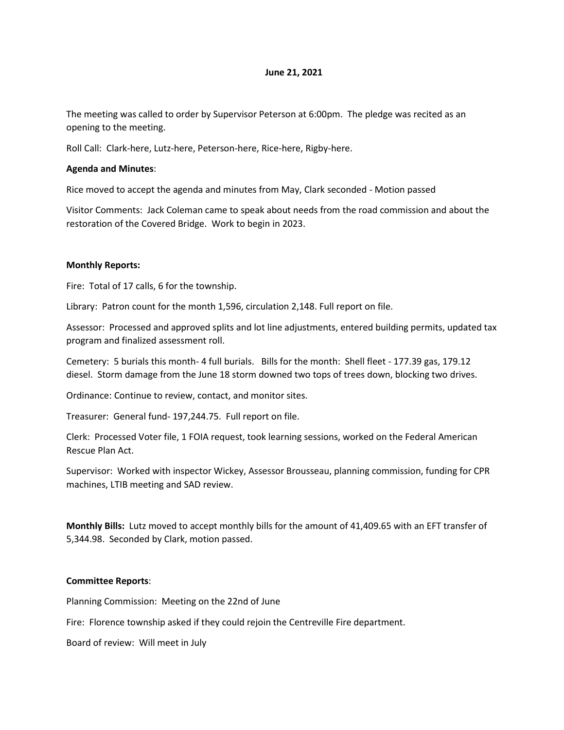**June 21, 2021**

The meeting was called to order by Supervisor Peterson at 6:00pm. The pledge was recited as an opening to the meeting.

Roll Call: Clark-here, Lutz-here, Peterson-here, Rice-here, Rigby-here.

**Agenda and Minutes**:

Rice moved to accept the agenda and minutes from May, Clark seconded - Motion passed

Visitor Comments: Jack Coleman came to speak about needs from the road commission and about the restoration of the Covered Bridge. Work to begin in 2023.

**Monthly Reports:**

Fire: Total of 17 calls, 6 for the township.

Library: Patron count for the month 1,596, circulation 2,148. Full report on file.

Assessor: Processed and approved splits and lot line adjustments, entered building permits, updated tax program and finalized assessment roll.

Cemetery: 5 burials this month- 4 full burials. Bills for the month: Shell fleet - 177.39 gas, 179.12 diesel. Storm damage from the June 18 storm downed two tops of trees down, blocking two drives.

Ordinance: Continue to review, contact, and monitor sites.

Treasurer: General fund- 197,244.75. Full report on file.

Clerk: Processed Voter file, 1 FOIA request, took learning sessions, worked on the Federal American Rescue Plan Act.

Supervisor: Worked with inspector Wickey, Assessor Brousseau, planning commission, funding for CPR machines, LTIB meeting and SAD review.

**Monthly Bills:** Lutz moved to accept monthly bills for the amount of 41,409.65 with an EFT transfer of 5,344.98. Seconded by Clark, motion passed.

**Committee Reports**:

Planning Commission: Meeting on the 22nd of June

Fire: Florence township asked if they could rejoin the Centreville Fire department.

Board of review: Will meet in July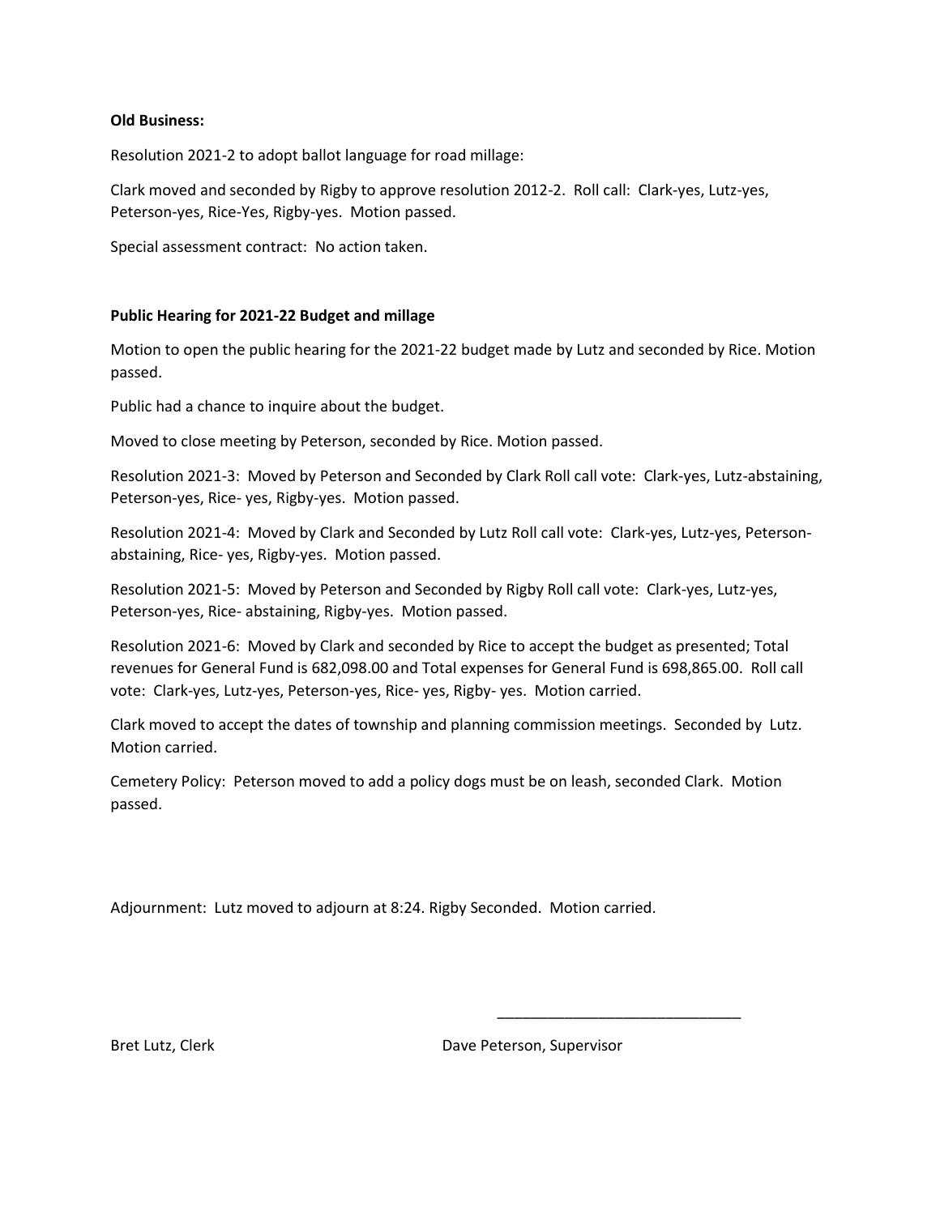**Old Business:**

Resolution 2021-2 to adopt ballot language for road millage:

Clark moved and seconded by Rigby to approve resolution 2012-2. Roll call: Clark-yes, Lutz-yes, Peterson-yes, Rice-Yes, Rigby-yes. Motion passed.

Special assessment contract: No action taken.

**Public Hearing for 2021-22 Budget and millage**

Motion to open the public hearing for the 2021-22 budget made by Lutz and seconded by Rice. Motion passed.

Public had a chance to inquire about the budget.

Moved to close meeting by Peterson, seconded by Rice. Motion passed.

Resolution 2021-3: Moved by Peterson and Seconded by Clark Roll call vote: Clark-yes, Lutz-abstaining, Peterson-yes, Rice- yes, Rigby-yes. Motion passed.

Resolution 2021-4: Moved by Clark and Seconded by Lutz Roll call vote: Clark-yes, Lutz-yes, Peterson-abstaining, Rice- yes, Rigby-yes. Motion passed.

Resolution 2021-5: Moved by Peterson and Seconded by Rigby Roll call vote: Clark-yes, Lutz-yes, Peterson-yes, Rice- abstaining, Rigby-yes. Motion passed.

Resolution 2021-6: Moved by Clark and seconded by Rice to accept the budget as presented; Total revenues for General Fund is 682,098.00 and Total expenses for General Fund is 698,865.00. Roll call vote: Clark-yes, Lutz-yes, Peterson-yes, Rice- yes, Rigby- yes. Motion carried.

Clark moved to accept the dates of township and planning commission meetings. Seconded by Lutz. Motion carried.

Cemetery Policy: Peterson moved to add a policy dogs must be on leash, seconded Clark. Motion passed.

Adjournment: Lutz moved to adjourn at 8:24. Rigby Seconded. Motion carried.

_____________________________

Bret Lutz, Clerk                    Dave Peterson, Supervisor